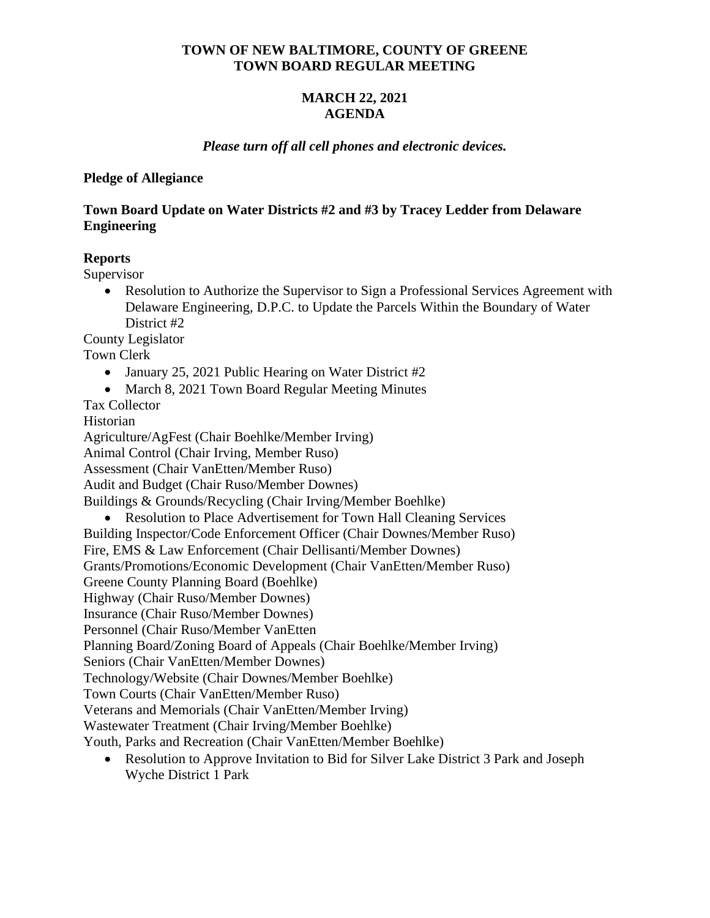**TOWN OF NEW BALTIMORE, COUNTY OF GREENE**
**TOWN BOARD REGULAR MEETING**

**MARCH 22, 2021**
**AGENDA**

***Please turn off all cell phones and electronic devices.***

**Pledge of Allegiance**

**Town Board Update on Water Districts #2 and #3 by Tracey Ledder from Delaware Engineering**

**Reports**

Supervisor

- Resolution to Authorize the Supervisor to Sign a Professional Services Agreement with Delaware Engineering, D.P.C. to Update the Parcels Within the Boundary of Water District #2

County Legislator

Town Clerk

- January 25, 2021 Public Hearing on Water District #2
- March 8, 2021 Town Board Regular Meeting Minutes

Tax Collector

Historian

Agriculture/AgFest (Chair Boehlke/Member Irving)

Animal Control (Chair Irving, Member Ruso)

Assessment (Chair VanEtten/Member Ruso)

Audit and Budget (Chair Ruso/Member Downes)

Buildings & Grounds/Recycling (Chair Irving/Member Boehlke)

- Resolution to Place Advertisement for Town Hall Cleaning Services

Building Inspector/Code Enforcement Officer (Chair Downes/Member Ruso)

Fire, EMS & Law Enforcement (Chair Dellisanti/Member Downes)

Grants/Promotions/Economic Development (Chair VanEtten/Member Ruso)

Greene County Planning Board (Boehlke)

Highway (Chair Ruso/Member Downes)

Insurance (Chair Ruso/Member Downes)

Personnel (Chair Ruso/Member VanEtten

Planning Board/Zoning Board of Appeals (Chair Boehlke/Member Irving)

Seniors (Chair VanEtten/Member Downes)

Technology/Website (Chair Downes/Member Boehlke)

Town Courts (Chair VanEtten/Member Ruso)

Veterans and Memorials (Chair VanEtten/Member Irving)

Wastewater Treatment (Chair Irving/Member Boehlke)

Youth, Parks and Recreation (Chair VanEtten/Member Boehlke)

- Resolution to Approve Invitation to Bid for Silver Lake District 3 Park and Joseph Wyche District 1 Park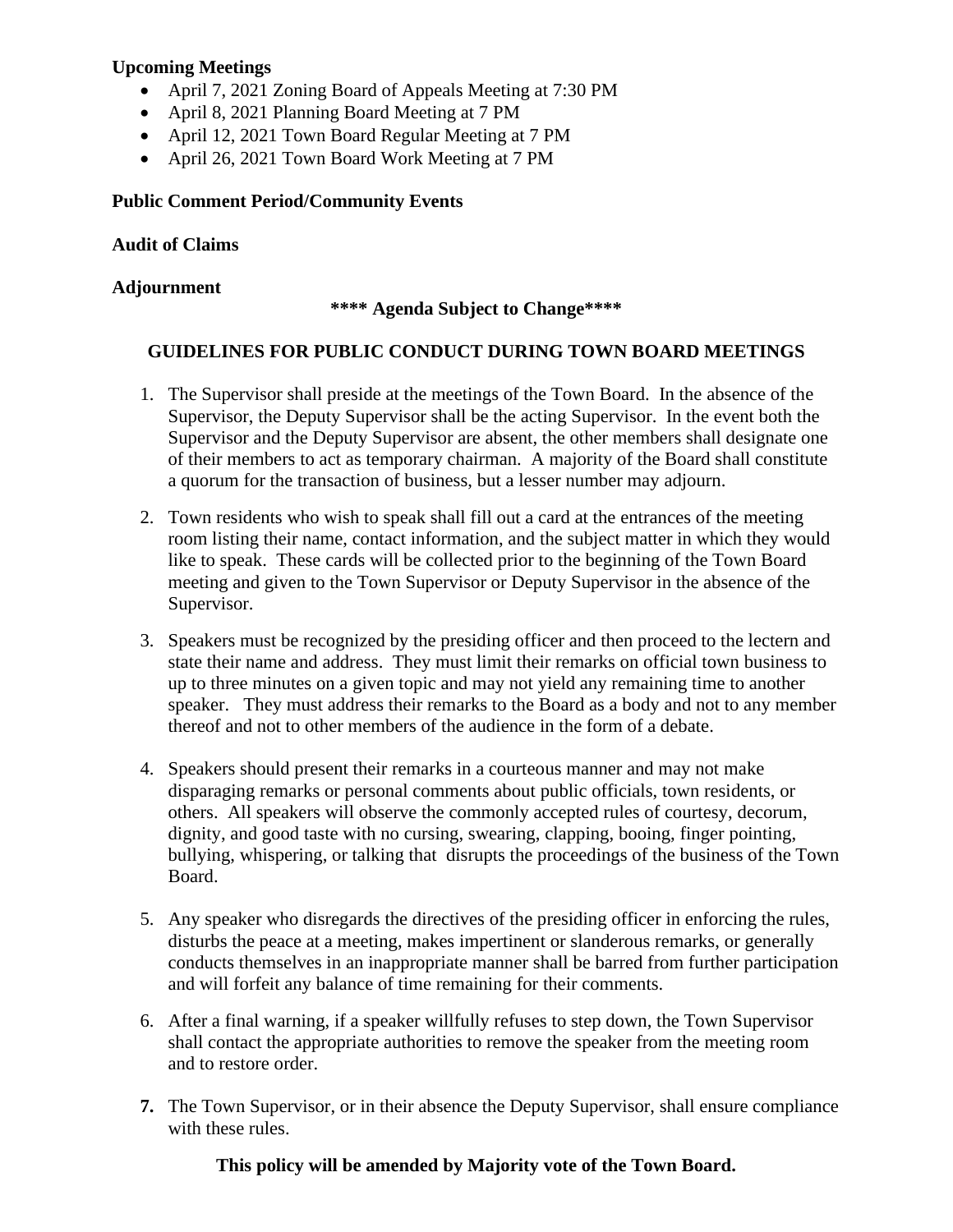**Upcoming Meetings**

- April 7, 2021 Zoning Board of Appeals Meeting at 7:30 PM
- April 8, 2021 Planning Board Meeting at 7 PM
- April 12, 2021 Town Board Regular Meeting at 7 PM
- April 26, 2021 Town Board Work Meeting at 7 PM

**Public Comment Period/Community Events**

**Audit of Claims**

**Adjournment**

**\*\*\*\* Agenda Subject to Change\*\*\*\***

## GUIDELINES FOR PUBLIC CONDUCT DURING TOWN BOARD MEETINGS

1. The Supervisor shall preside at the meetings of the Town Board. In the absence of the Supervisor, the Deputy Supervisor shall be the acting Supervisor. In the event both the Supervisor and the Deputy Supervisor are absent, the other members shall designate one of their members to act as temporary chairman. A majority of the Board shall constitute a quorum for the transaction of business, but a lesser number may adjourn.

2. Town residents who wish to speak shall fill out a card at the entrances of the meeting room listing their name, contact information, and the subject matter in which they would like to speak. These cards will be collected prior to the beginning of the Town Board meeting and given to the Town Supervisor or Deputy Supervisor in the absence of the Supervisor.

3. Speakers must be recognized by the presiding officer and then proceed to the lectern and state their name and address. They must limit their remarks on official town business to up to three minutes on a given topic and may not yield any remaining time to another speaker. They must address their remarks to the Board as a body and not to any member thereof and not to other members of the audience in the form of a debate.

4. Speakers should present their remarks in a courteous manner and may not make disparaging remarks or personal comments about public officials, town residents, or others. All speakers will observe the commonly accepted rules of courtesy, decorum, dignity, and good taste with no cursing, swearing, clapping, booing, finger pointing, bullying, whispering, or talking that disrupts the proceedings of the business of the Town Board.

5. Any speaker who disregards the directives of the presiding officer in enforcing the rules, disturbs the peace at a meeting, makes impertinent or slanderous remarks, or generally conducts themselves in an inappropriate manner shall be barred from further participation and will forfeit any balance of time remaining for their comments.

6. After a final warning, if a speaker willfully refuses to step down, the Town Supervisor shall contact the appropriate authorities to remove the speaker from the meeting room and to restore order.

7. The Town Supervisor, or in their absence the Deputy Supervisor, shall ensure compliance with these rules.

**This policy will be amended by Majority vote of the Town Board.**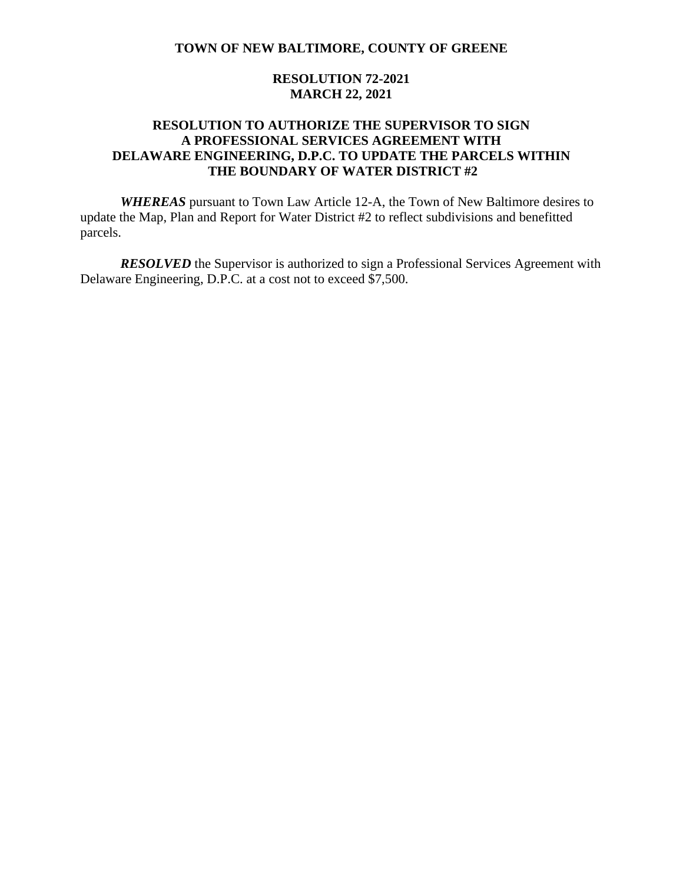**TOWN OF NEW BALTIMORE, COUNTY OF GREENE**

**RESOLUTION 72-2021**
**MARCH 22, 2021**

**RESOLUTION TO AUTHORIZE THE SUPERVISOR TO SIGN A PROFESSIONAL SERVICES AGREEMENT WITH DELAWARE ENGINEERING, D.P.C. TO UPDATE THE PARCELS WITHIN THE BOUNDARY OF WATER DISTRICT #2**

***WHEREAS*** pursuant to Town Law Article 12-A, the Town of New Baltimore desires to update the Map, Plan and Report for Water District #2 to reflect subdivisions and benefitted parcels.

***RESOLVED*** the Supervisor is authorized to sign a Professional Services Agreement with Delaware Engineering, D.P.C. at a cost not to exceed $7,500.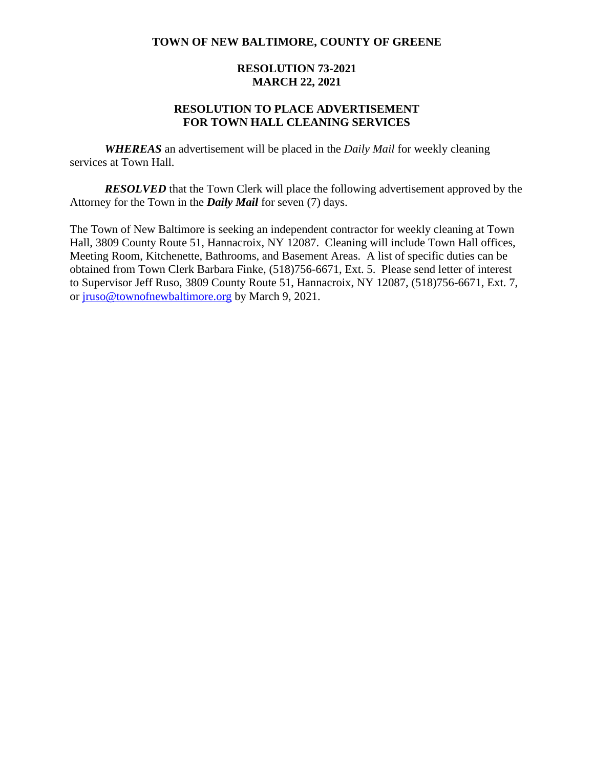**TOWN OF NEW BALTIMORE, COUNTY OF GREENE**

**RESOLUTION 73-2021**
**MARCH 22, 2021**

**RESOLUTION TO PLACE ADVERTISEMENT**
**FOR TOWN HALL CLEANING SERVICES**

***WHEREAS*** an advertisement will be placed in the *Daily Mail* for weekly cleaning services at Town Hall.

***RESOLVED*** that the Town Clerk will place the following advertisement approved by the Attorney for the Town in the ***Daily Mail*** for seven (7) days.

The Town of New Baltimore is seeking an independent contractor for weekly cleaning at Town Hall, 3809 County Route 51, Hannacroix, NY 12087. Cleaning will include Town Hall offices, Meeting Room, Kitchenette, Bathrooms, and Basement Areas. A list of specific duties can be obtained from Town Clerk Barbara Finke, (518)756-6671, Ext. 5. Please send letter of interest to Supervisor Jeff Ruso, 3809 County Route 51, Hannacroix, NY 12087, (518)756-6671, Ext. 7, or jruso@townofnewbaltimore.org by March 9, 2021.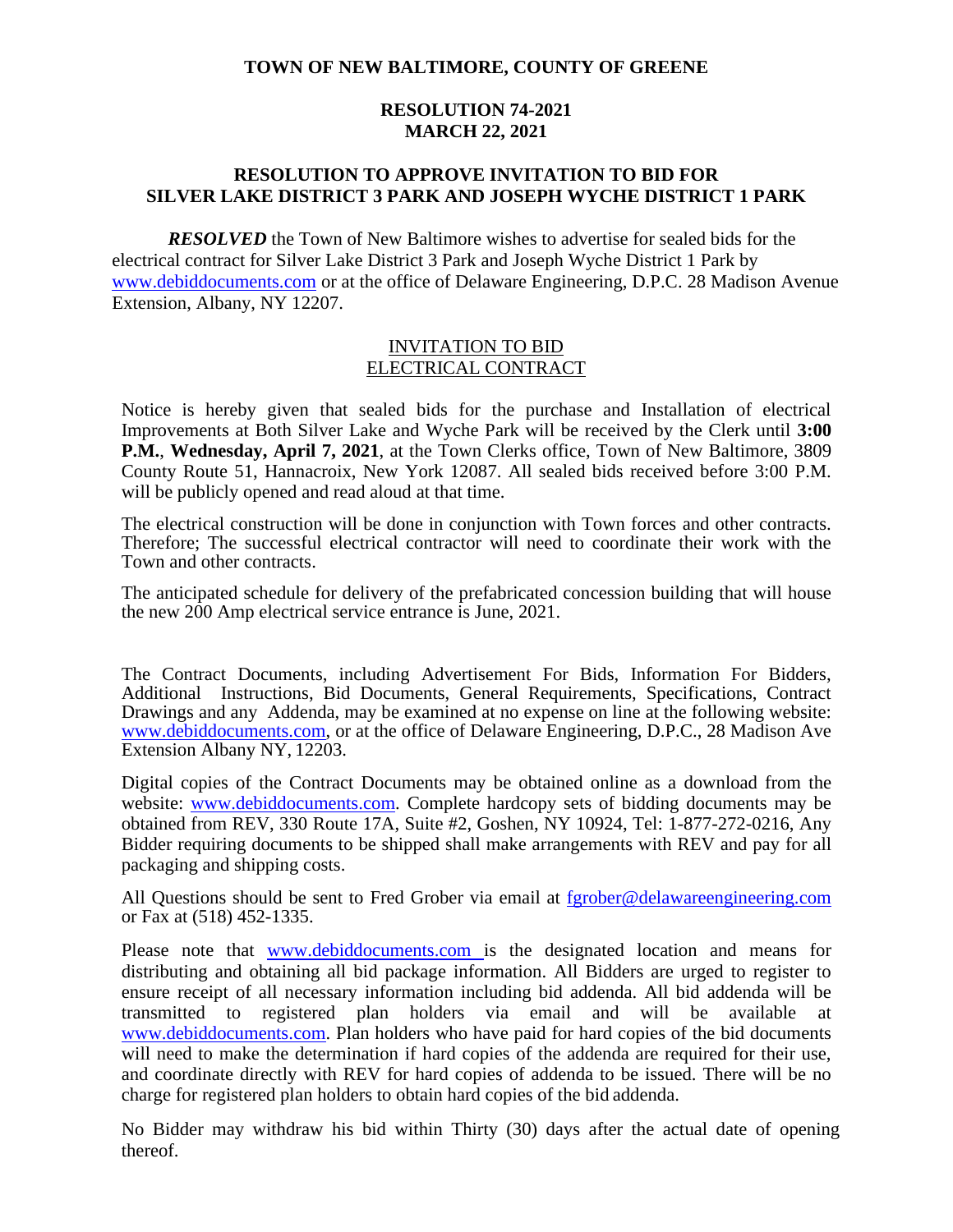**TOWN OF NEW BALTIMORE, COUNTY OF GREENE**

**RESOLUTION 74-2021**
**MARCH 22, 2021**

**RESOLUTION TO APPROVE INVITATION TO BID FOR SILVER LAKE DISTRICT 3 PARK AND JOSEPH WYCHE DISTRICT 1 PARK**

***RESOLVED*** the Town of New Baltimore wishes to advertise for sealed bids for the electrical contract for Silver Lake District 3 Park and Joseph Wyche District 1 Park by www.debiddocuments.com or at the office of Delaware Engineering, D.P.C. 28 Madison Avenue Extension, Albany, NY 12207.

INVITATION TO BID
ELECTRICAL CONTRACT

Notice is hereby given that sealed bids for the purchase and Installation of electrical Improvements at Both Silver Lake and Wyche Park will be received by the Clerk until **3:00 P.M.**, **Wednesday, April 7, 2021**, at the Town Clerks office, Town of New Baltimore, 3809 County Route 51, Hannacroix, New York 12087. All sealed bids received before 3:00 P.M. will be publicly opened and read aloud at that time.

The electrical construction will be done in conjunction with Town forces and other contracts. Therefore; The successful electrical contractor will need to coordinate their work with the Town and other contracts.

The anticipated schedule for delivery of the prefabricated concession building that will house the new 200 Amp electrical service entrance is June, 2021.

The Contract Documents, including Advertisement For Bids, Information For Bidders, Additional Instructions, Bid Documents, General Requirements, Specifications, Contract Drawings and any Addenda, may be examined at no expense on line at the following website: www.debiddocuments.com, or at the office of Delaware Engineering, D.P.C., 28 Madison Ave Extension Albany NY, 12203.

Digital copies of the Contract Documents may be obtained online as a download from the website: www.debiddocuments.com. Complete hardcopy sets of bidding documents may be obtained from REV, 330 Route 17A, Suite #2, Goshen, NY 10924, Tel: 1-877-272-0216, Any Bidder requiring documents to be shipped shall make arrangements with REV and pay for all packaging and shipping costs.

All Questions should be sent to Fred Grober via email at fgrober@delawareengineering.com or Fax at (518) 452-1335.

Please note that www.debiddocuments.com is the designated location and means for distributing and obtaining all bid package information. All Bidders are urged to register to ensure receipt of all necessary information including bid addenda. All bid addenda will be transmitted to registered plan holders via email and will be available at www.debiddocuments.com. Plan holders who have paid for hard copies of the bid documents will need to make the determination if hard copies of the addenda are required for their use, and coordinate directly with REV for hard copies of addenda to be issued. There will be no charge for registered plan holders to obtain hard copies of the bid addenda.

No Bidder may withdraw his bid within Thirty (30) days after the actual date of opening thereof.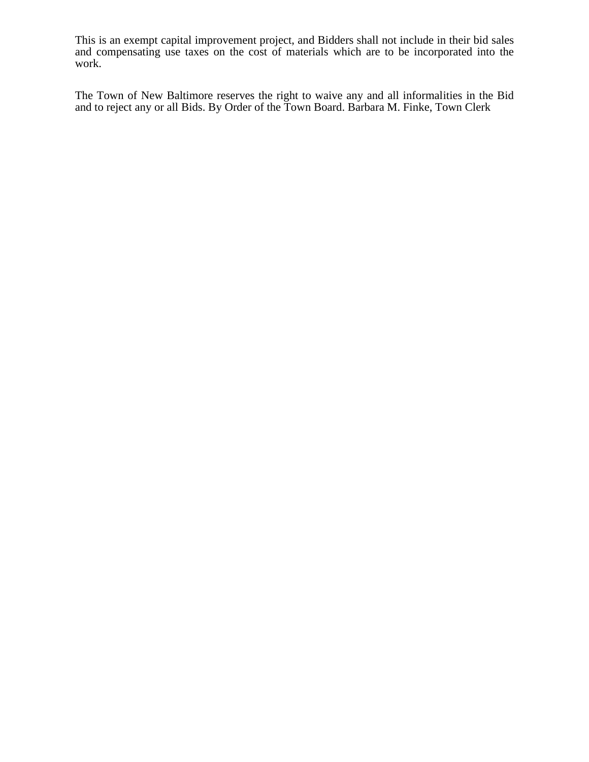This is an exempt capital improvement project, and Bidders shall not include in their bid sales and compensating use taxes on the cost of materials which are to be incorporated into the work.

The Town of New Baltimore reserves the right to waive any and all informalities in the Bid and to reject any or all Bids. By Order of the Town Board. Barbara M. Finke, Town Clerk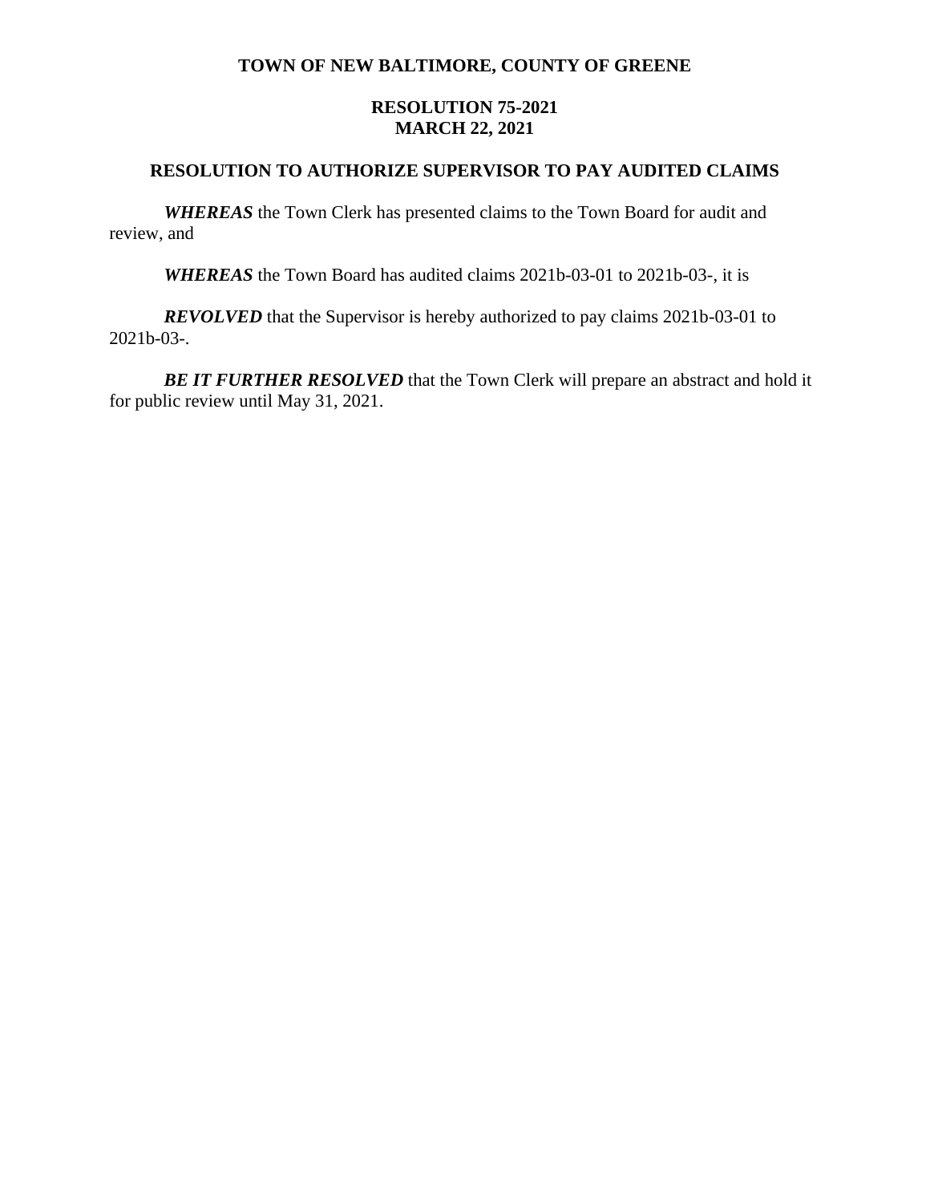**TOWN OF NEW BALTIMORE, COUNTY OF GREENE**

**RESOLUTION 75-2021**
**MARCH 22, 2021**

**RESOLUTION TO AUTHORIZE SUPERVISOR TO PAY AUDITED CLAIMS**

***WHEREAS*** the Town Clerk has presented claims to the Town Board for audit and review, and

***WHEREAS*** the Town Board has audited claims 2021b-03-01 to 2021b-03-, it is

***REVOLVED*** that the Supervisor is hereby authorized to pay claims 2021b-03-01 to 2021b-03-.

***BE IT FURTHER RESOLVED*** that the Town Clerk will prepare an abstract and hold it for public review until May 31, 2021.